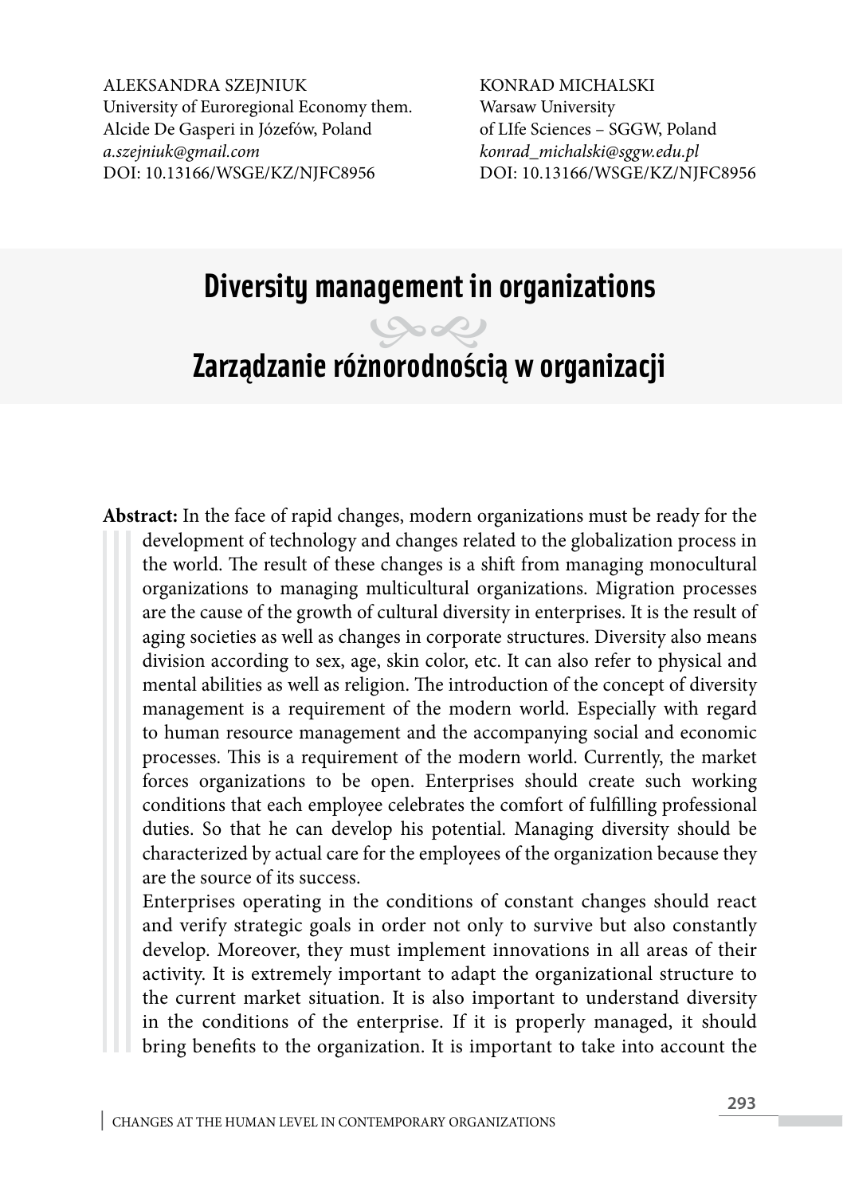ALEKSANDRA SZEJNIUK
University of Euroregional Economy them. Alcide De Gasperi in Józefów, Poland
*a.szejniuk@gmail.com*
DOI: 10.13166/WSGE/KZ/NJFC8956

KONRAD MICHALSKI
Warsaw University of LIfe Sciences – SGGW, Poland
*konrad_michalski@sggw.edu.pl*
DOI: 10.13166/WSGE/KZ/NJFC8956

# Diversity management in organizations

# Zarządzanie różnorodnością w organizacji

**Abstract:** In the face of rapid changes, modern organizations must be ready for the development of technology and changes related to the globalization process in the world. The result of these changes is a shift from managing monocultural organizations to managing multicultural organizations. Migration processes are the cause of the growth of cultural diversity in enterprises. It is the result of aging societies as well as changes in corporate structures. Diversity also means division according to sex, age, skin color, etc. It can also refer to physical and mental abilities as well as religion. The introduction of the concept of diversity management is a requirement of the modern world. Especially with regard to human resource management and the accompanying social and economic processes. This is a requirement of the modern world. Currently, the market forces organizations to be open. Enterprises should create such working conditions that each employee celebrates the comfort of fulfilling professional duties. So that he can develop his potential. Managing diversity should be characterized by actual care for the employees of the organization because they are the source of its success.

Enterprises operating in the conditions of constant changes should react and verify strategic goals in order not only to survive but also constantly develop. Moreover, they must implement innovations in all areas of their activity. It is extremely important to adapt the organizational structure to the current market situation. It is also important to understand diversity in the conditions of the enterprise. If it is properly managed, it should bring benefits to the organization. It is important to take into account the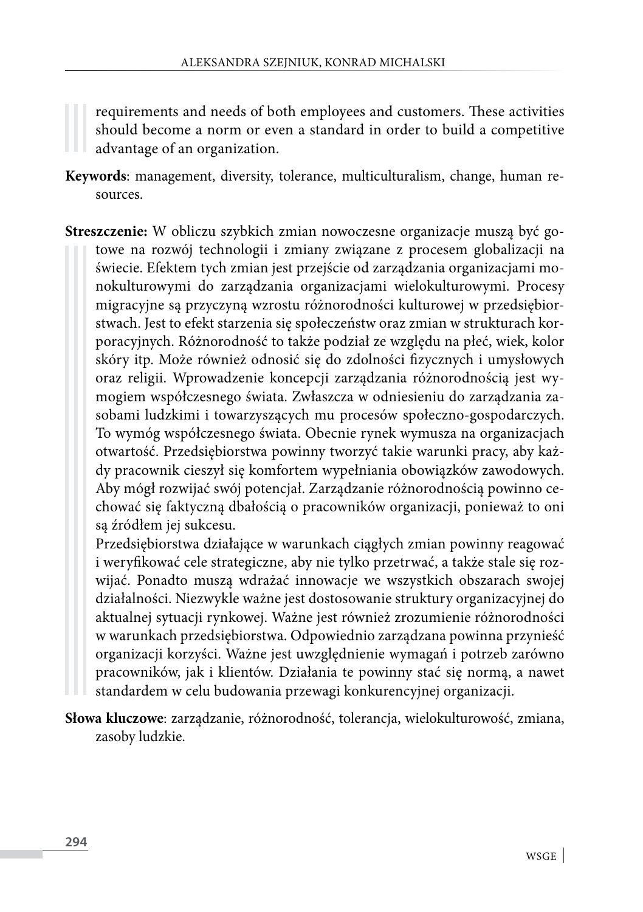requirements and needs of both employees and customers. These activities should become a norm or even a standard in order to build a competitive advantage of an organization.

**Keywords**: management, diversity, tolerance, multiculturalism, change, human resources.

**Streszczenie:** W obliczu szybkich zmian nowoczesne organizacje muszą być gotowe na rozwój technologii i zmiany związane z procesem globalizacji na świecie. Efektem tych zmian jest przejście od zarządzania organizacjami monokulturowymi do zarządzania organizacjami wielokulturowymi. Procesy migracyjne są przyczyną wzrostu różnorodności kulturowej w przedsiębiorstwach. Jest to efekt starzenia się społeczeństw oraz zmian w strukturach korporacyjnych. Różnorodność to także podział ze względu na płeć, wiek, kolor skóry itp. Może również odnosić się do zdolności fizycznych i umysłowych oraz religii. Wprowadzenie koncepcji zarządzania różnorodnością jest wymogiem współczesnego świata. Zwłaszcza w odniesieniu do zarządzania zasobami ludzkimi i towarzyszących mu procesów społeczno-gospodarczych. To wymóg współczesnego świata. Obecnie rynek wymusza na organizacjach otwartość. Przedsiębiorstwa powinny tworzyć takie warunki pracy, aby każdy pracownik cieszył się komfortem wypełniania obowiązków zawodowych. Aby mógł rozwijać swój potencjał. Zarządzanie różnorodnością powinno cechować się faktyczną dbałością o pracowników organizacji, ponieważ to oni są źródłem jej sukcesu.

Przedsiębiorstwa działające w warunkach ciągłych zmian powinny reagować i weryfikować cele strategiczne, aby nie tylko przetrwać, a także stale się rozwijać. Ponadto muszą wdrażać innowacje we wszystkich obszarach swojej działalności. Niezwykle ważne jest dostosowanie struktury organizacyjnej do aktualnej sytuacji rynkowej. Ważne jest również zrozumienie różnorodności w warunkach przedsiębiorstwa. Odpowiednio zarządzana powinna przynieść organizacji korzyści. Ważne jest uwzględnienie wymagań i potrzeb zarówno pracowników, jak i klientów. Działania te powinny stać się normą, a nawet standardem w celu budowania przewagi konkurencyjnej organizacji.

**Słowa kluczowe**: zarządzanie, różnorodność, tolerancja, wielokulturowość, zmiana, zasoby ludzkie.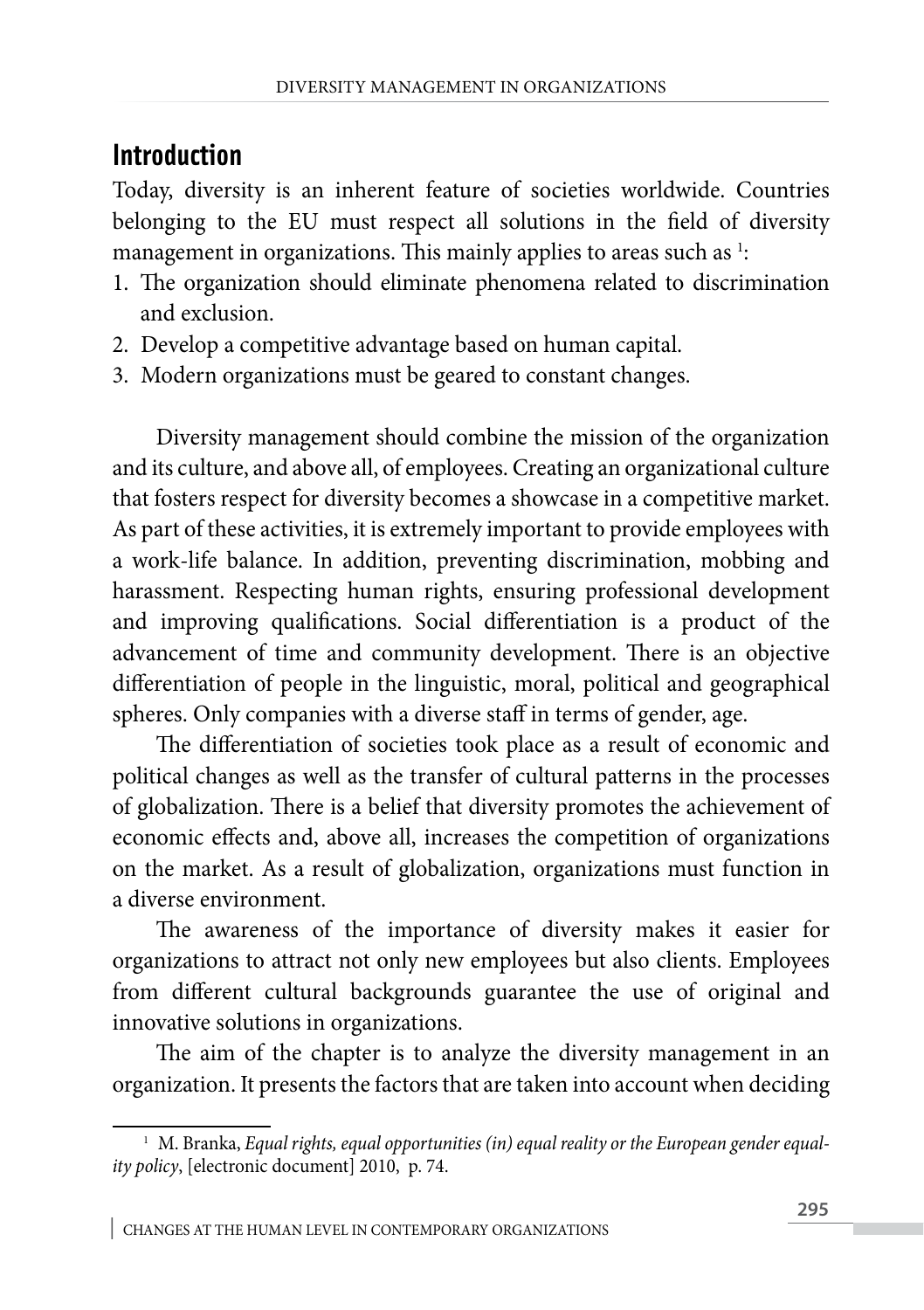## Introduction

Today, diversity is an inherent feature of societies worldwide. Countries belonging to the EU must respect all solutions in the field of diversity management in organizations. This mainly applies to areas such as [1]:

1. The organization should eliminate phenomena related to discrimination and exclusion.
2. Develop a competitive advantage based on human capital.
3. Modern organizations must be geared to constant changes.

Diversity management should combine the mission of the organization and its culture, and above all, of employees. Creating an organizational culture that fosters respect for diversity becomes a showcase in a competitive market. As part of these activities, it is extremely important to provide employees with a work-life balance. In addition, preventing discrimination, mobbing and harassment. Respecting human rights, ensuring professional development and improving qualifications. Social differentiation is a product of the advancement of time and community development. There is an objective differentiation of people in the linguistic, moral, political and geographical spheres. Only companies with a diverse staff in terms of gender, age.

The differentiation of societies took place as a result of economic and political changes as well as the transfer of cultural patterns in the processes of globalization. There is a belief that diversity promotes the achievement of economic effects and, above all, increases the competition of organizations on the market. As a result of globalization, organizations must function in a diverse environment.

The awareness of the importance of diversity makes it easier for organizations to attract not only new employees but also clients. Employees from different cultural backgrounds guarantee the use of original and innovative solutions in organizations.

The aim of the chapter is to analyze the diversity management in an organization. It presents the factors that are taken into account when deciding

[1] M. Branka, *Equal rights, equal opportunities (in) equal reality or the European gender equality policy*, [electronic document] 2010, p. 74.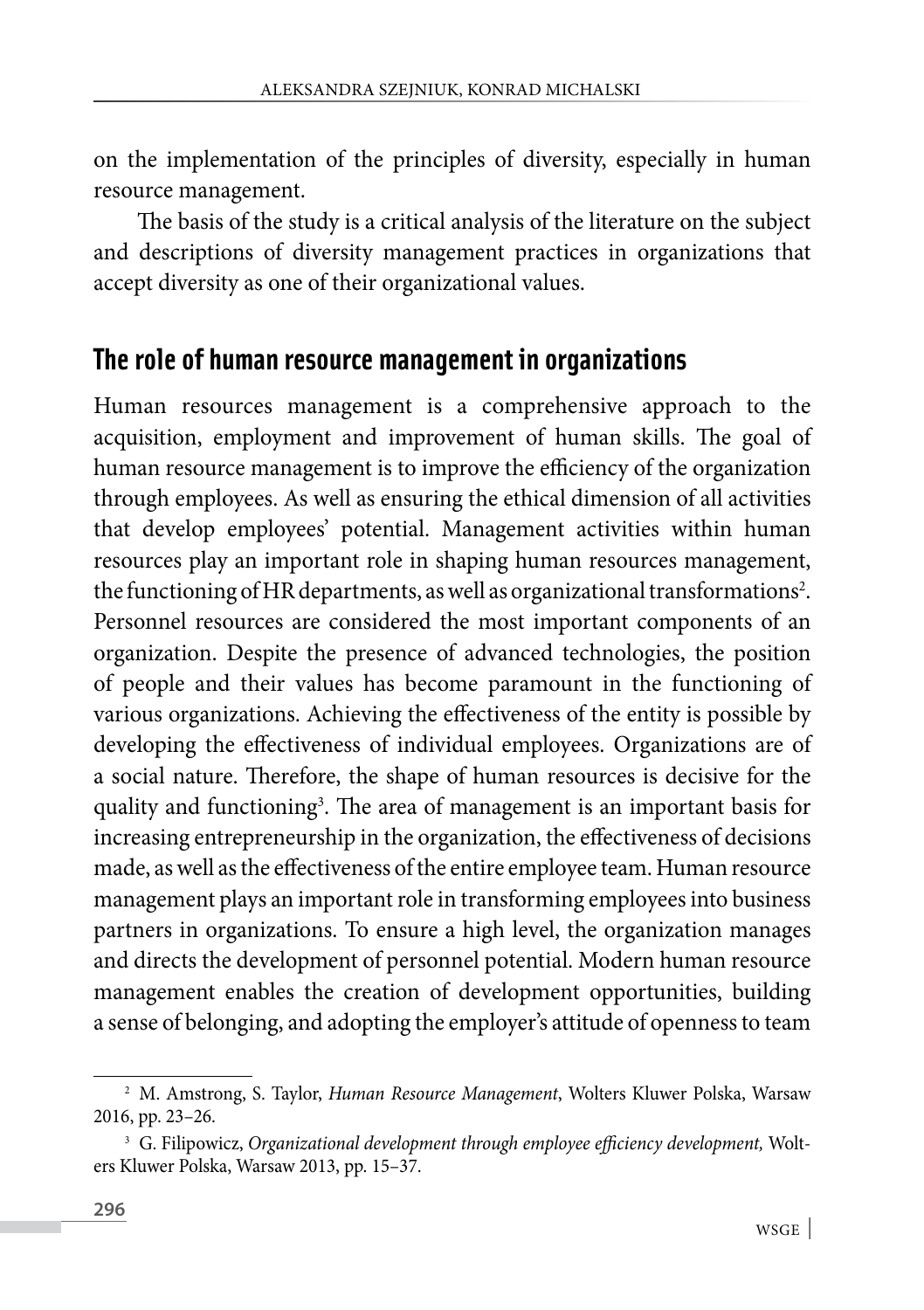on the implementation of the principles of diversity, especially in human resource management.

The basis of the study is a critical analysis of the literature on the subject and descriptions of diversity management practices in organizations that accept diversity as one of their organizational values.

## The role of human resource management in organizations

Human resources management is a comprehensive approach to the acquisition, employment and improvement of human skills. The goal of human resource management is to improve the efficiency of the organization through employees. As well as ensuring the ethical dimension of all activities that develop employees' potential. Management activities within human resources play an important role in shaping human resources management, the functioning of HR departments, as well as organizational transformations[2]. Personnel resources are considered the most important components of an organization. Despite the presence of advanced technologies, the position of people and their values has become paramount in the functioning of various organizations. Achieving the effectiveness of the entity is possible by developing the effectiveness of individual employees. Organizations are of a social nature. Therefore, the shape of human resources is decisive for the quality and functioning[3]. The area of management is an important basis for increasing entrepreneurship in the organization, the effectiveness of decisions made, as well as the effectiveness of the entire employee team. Human resource management plays an important role in transforming employees into business partners in organizations. To ensure a high level, the organization manages and directs the development of personnel potential. Modern human resource management enables the creation of development opportunities, building a sense of belonging, and adopting the employer's attitude of openness to team

---

[2] M. Amstrong, S. Taylor, *Human Resource Management*, Wolters Kluwer Polska, Warsaw 2016, pp. 23–26.

[3] G. Filipowicz, *Organizational development through employee efficiency development,* Wolters Kluwer Polska, Warsaw 2013, pp. 15–37.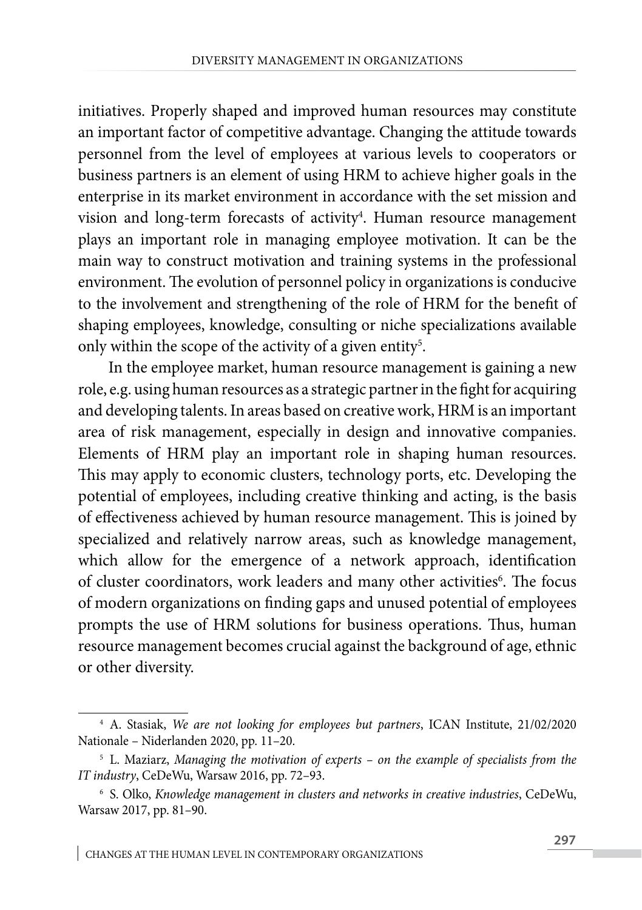initiatives. Properly shaped and improved human resources may constitute an important factor of competitive advantage. Changing the attitude towards personnel from the level of employees at various levels to cooperators or business partners is an element of using HRM to achieve higher goals in the enterprise in its market environment in accordance with the set mission and vision and long-term forecasts of activity[4]. Human resource management plays an important role in managing employee motivation. It can be the main way to construct motivation and training systems in the professional environment. The evolution of personnel policy in organizations is conducive to the involvement and strengthening of the role of HRM for the benefit of shaping employees, knowledge, consulting or niche specializations available only within the scope of the activity of a given entity[5].

In the employee market, human resource management is gaining a new role, e.g. using human resources as a strategic partner in the fight for acquiring and developing talents. In areas based on creative work, HRM is an important area of risk management, especially in design and innovative companies. Elements of HRM play an important role in shaping human resources. This may apply to economic clusters, technology ports, etc. Developing the potential of employees, including creative thinking and acting, is the basis of effectiveness achieved by human resource management. This is joined by specialized and relatively narrow areas, such as knowledge management, which allow for the emergence of a network approach, identification of cluster coordinators, work leaders and many other activities[6]. The focus of modern organizations on finding gaps and unused potential of employees prompts the use of HRM solutions for business operations. Thus, human resource management becomes crucial against the background of age, ethnic or other diversity.

---

[4] A. Stasiak, *We are not looking for employees but partners*, ICAN Institute, 21/02/2020 Nationale – Niderlanden 2020, pp. 11–20.

[5] L. Maziarz, *Managing the motivation of experts – on the example of specialists from the IT industry*, CeDeWu, Warsaw 2016, pp. 72–93.

[6] S. Olko, *Knowledge management in clusters and networks in creative industries*, CeDeWu, Warsaw 2017, pp. 81–90.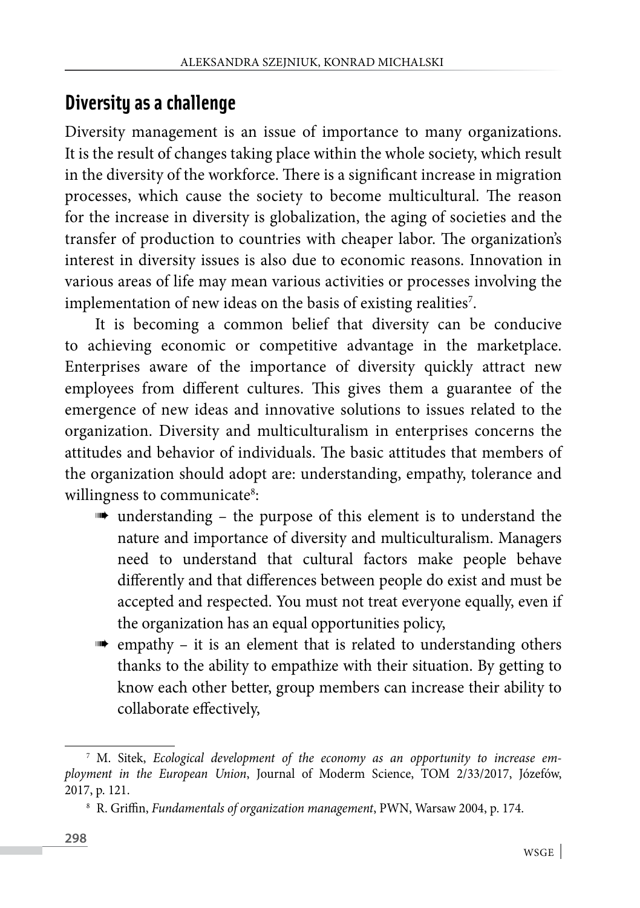## Diversity as a challenge

Diversity management is an issue of importance to many organizations. It is the result of changes taking place within the whole society, which result in the diversity of the workforce. There is a significant increase in migration processes, which cause the society to become multicultural. The reason for the increase in diversity is globalization, the aging of societies and the transfer of production to countries with cheaper labor. The organization's interest in diversity issues is also due to economic reasons. Innovation in various areas of life may mean various activities or processes involving the implementation of new ideas on the basis of existing realities[7].

It is becoming a common belief that diversity can be conducive to achieving economic or competitive advantage in the marketplace. Enterprises aware of the importance of diversity quickly attract new employees from different cultures. This gives them a guarantee of the emergence of new ideas and innovative solutions to issues related to the organization. Diversity and multiculturalism in enterprises concerns the attitudes and behavior of individuals. The basic attitudes that members of the organization should adopt are: understanding, empathy, tolerance and willingness to communicate[8]:

- understanding – the purpose of this element is to understand the nature and importance of diversity and multiculturalism. Managers need to understand that cultural factors make people behave differently and that differences between people do exist and must be accepted and respected. You must not treat everyone equally, even if the organization has an equal opportunities policy,
- empathy – it is an element that is related to understanding others thanks to the ability to empathize with their situation. By getting to know each other better, group members can increase their ability to collaborate effectively,

---

[7] M. Sitek, *Ecological development of the economy as an opportunity to increase employment in the European Union*, Journal of Moderm Science, TOM 2/33/2017, Józefów, 2017, p. 121.

[8] R. Griffin, *Fundamentals of organization management*, PWN, Warsaw 2004, p. 174.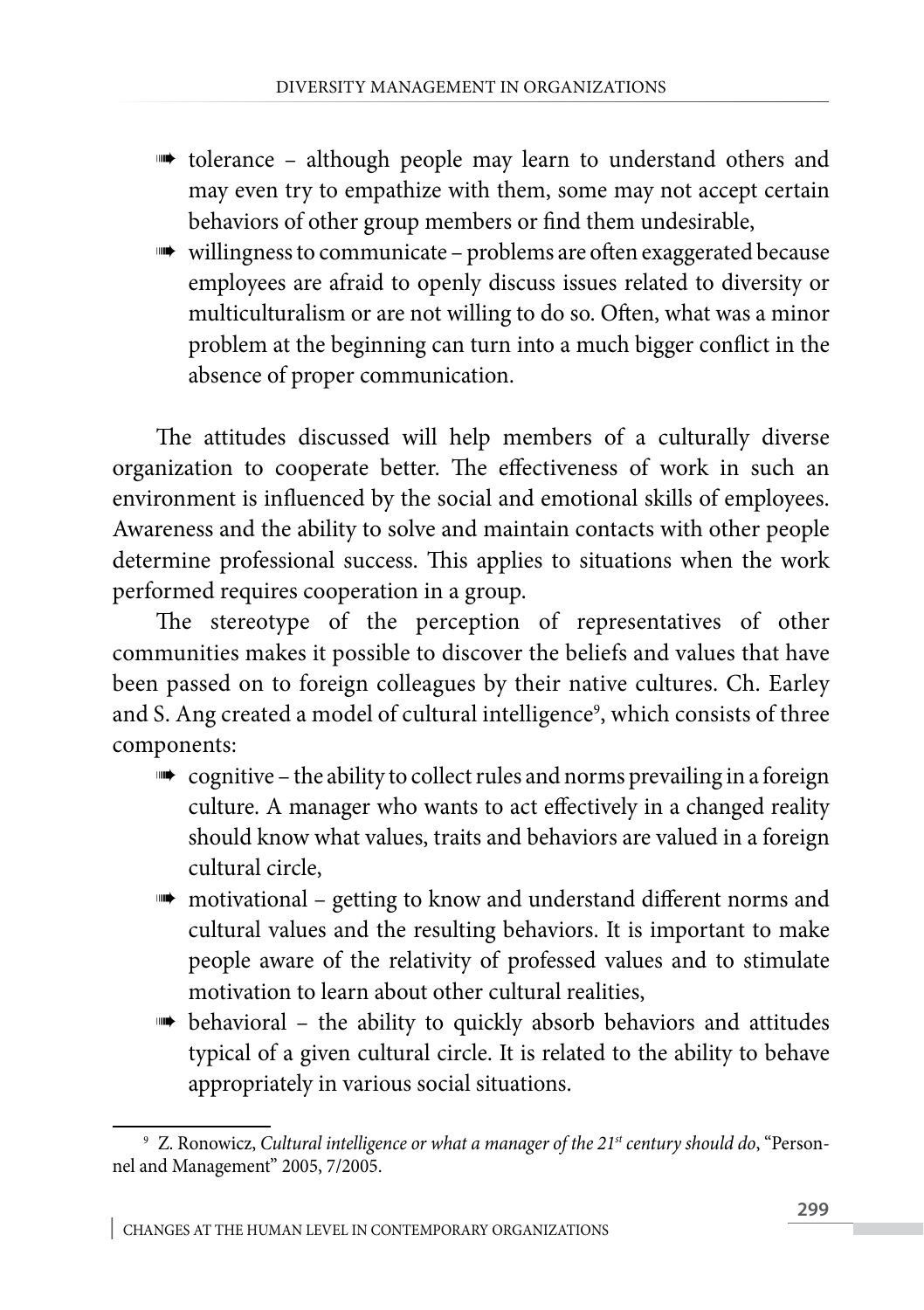- tolerance – although people may learn to understand others and may even try to empathize with them, some may not accept certain behaviors of other group members or find them undesirable,
- willingness to communicate – problems are often exaggerated because employees are afraid to openly discuss issues related to diversity or multiculturalism or are not willing to do so. Often, what was a minor problem at the beginning can turn into a much bigger conflict in the absence of proper communication.

The attitudes discussed will help members of a culturally diverse organization to cooperate better. The effectiveness of work in such an environment is influenced by the social and emotional skills of employees. Awareness and the ability to solve and maintain contacts with other people determine professional success. This applies to situations when the work performed requires cooperation in a group.

The stereotype of the perception of representatives of other communities makes it possible to discover the beliefs and values that have been passed on to foreign colleagues by their native cultures. Ch. Earley and S. Ang created a model of cultural intelligence[9], which consists of three components:

- cognitive – the ability to collect rules and norms prevailing in a foreign culture. A manager who wants to act effectively in a changed reality should know what values, traits and behaviors are valued in a foreign cultural circle,
- motivational – getting to know and understand different norms and cultural values and the resulting behaviors. It is important to make people aware of the relativity of professed values and to stimulate motivation to learn about other cultural realities,
- behavioral – the ability to quickly absorb behaviors and attitudes typical of a given cultural circle. It is related to the ability to behave appropriately in various social situations.

---

[9] Z. Ronowicz, *Cultural intelligence or what a manager of the 21st century should do*, "Personnel and Management" 2005, 7/2005.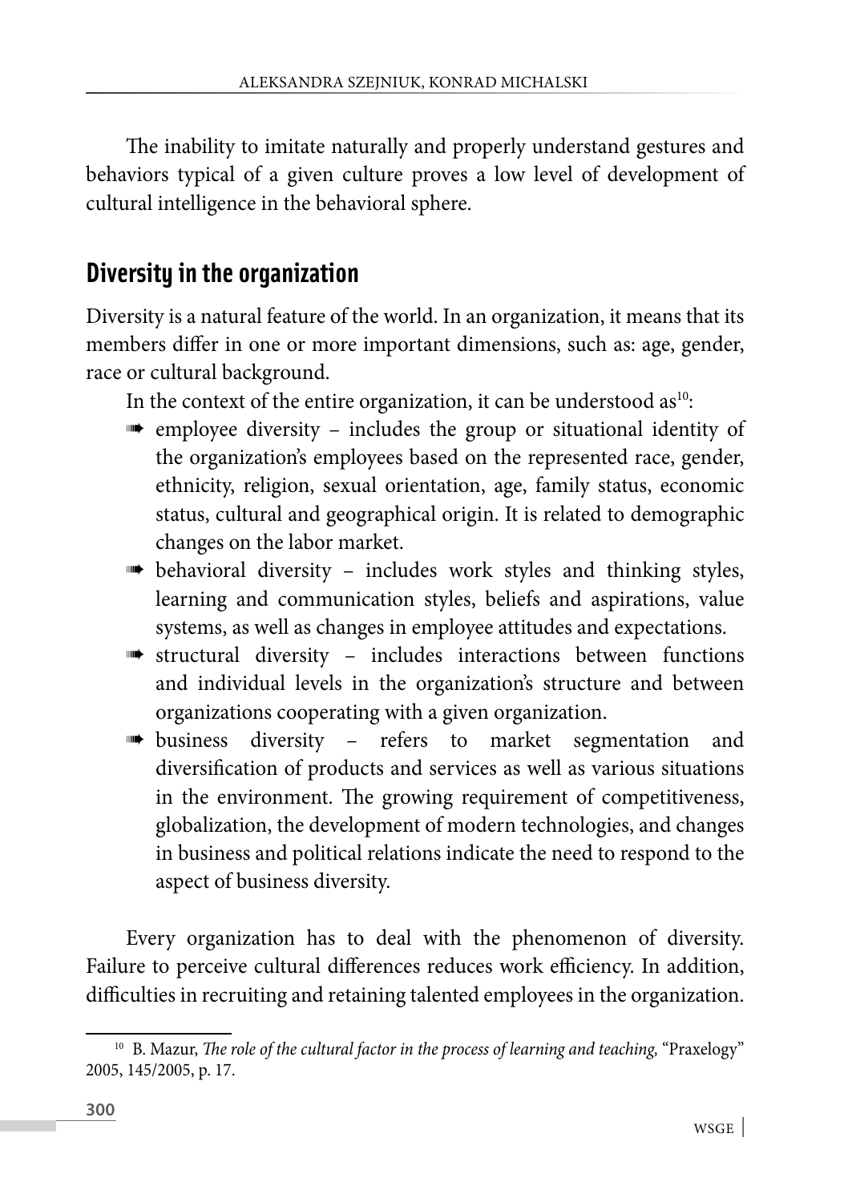The inability to imitate naturally and properly understand gestures and behaviors typical of a given culture proves a low level of development of cultural intelligence in the behavioral sphere.

## Diversity in the organization

Diversity is a natural feature of the world. In an organization, it means that its members differ in one or more important dimensions, such as: age, gender, race or cultural background.

In the context of the entire organization, it can be understood as[10]:

- employee diversity – includes the group or situational identity of the organization's employees based on the represented race, gender, ethnicity, religion, sexual orientation, age, family status, economic status, cultural and geographical origin. It is related to demographic changes on the labor market.
- behavioral diversity – includes work styles and thinking styles, learning and communication styles, beliefs and aspirations, value systems, as well as changes in employee attitudes and expectations.
- structural diversity – includes interactions between functions and individual levels in the organization's structure and between organizations cooperating with a given organization.
- business diversity – refers to market segmentation and diversification of products and services as well as various situations in the environment. The growing requirement of competitiveness, globalization, the development of modern technologies, and changes in business and political relations indicate the need to respond to the aspect of business diversity.

Every organization has to deal with the phenomenon of diversity. Failure to perceive cultural differences reduces work efficiency. In addition, difficulties in recruiting and retaining talented employees in the organization.

[10] B. Mazur, *The role of the cultural factor in the process of learning and teaching,* "Praxelogy" 2005, 145/2005, p. 17.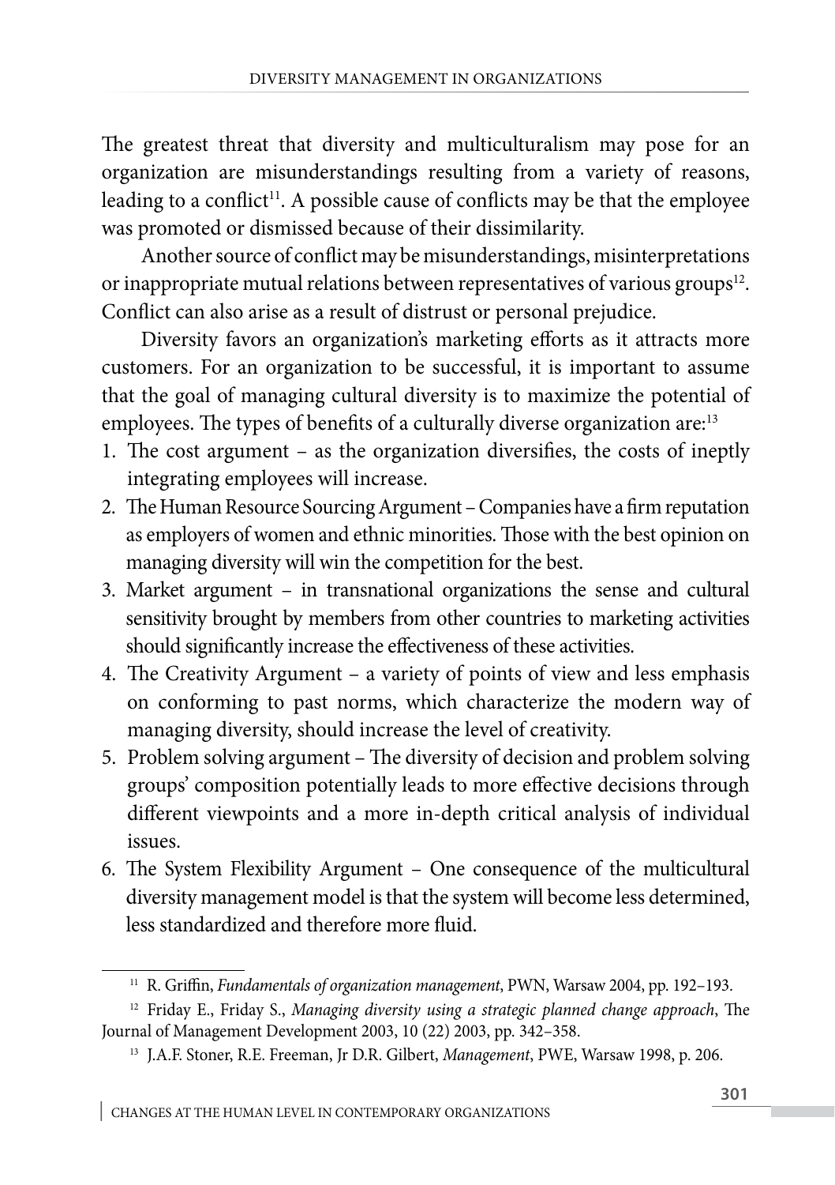The greatest threat that diversity and multiculturalism may pose for an organization are misunderstandings resulting from a variety of reasons, leading to a conflict[11]. A possible cause of conflicts may be that the employee was promoted or dismissed because of their dissimilarity.

Another source of conflict may be misunderstandings, misinterpretations or inappropriate mutual relations between representatives of various groups[12]. Conflict can also arise as a result of distrust or personal prejudice.

Diversity favors an organization's marketing efforts as it attracts more customers. For an organization to be successful, it is important to assume that the goal of managing cultural diversity is to maximize the potential of employees. The types of benefits of a culturally diverse organization are:[13]

1. The cost argument – as the organization diversifies, the costs of ineptly integrating employees will increase.
2. The Human Resource Sourcing Argument – Companies have a firm reputation as employers of women and ethnic minorities. Those with the best opinion on managing diversity will win the competition for the best.
3. Market argument – in transnational organizations the sense and cultural sensitivity brought by members from other countries to marketing activities should significantly increase the effectiveness of these activities.
4. The Creativity Argument – a variety of points of view and less emphasis on conforming to past norms, which characterize the modern way of managing diversity, should increase the level of creativity.
5. Problem solving argument – The diversity of decision and problem solving groups' composition potentially leads to more effective decisions through different viewpoints and a more in-depth critical analysis of individual issues.
6. The System Flexibility Argument – One consequence of the multicultural diversity management model is that the system will become less determined, less standardized and therefore more fluid.

---

[11] R. Griffin, *Fundamentals of organization management*, PWN, Warsaw 2004, pp. 192–193.

[12] Friday E., Friday S., *Managing diversity using a strategic planned change approach*, The Journal of Management Development 2003, 10 (22) 2003, pp. 342–358.

[13] J.A.F. Stoner, R.E. Freeman, Jr D.R. Gilbert, *Management*, PWE, Warsaw 1998, p. 206.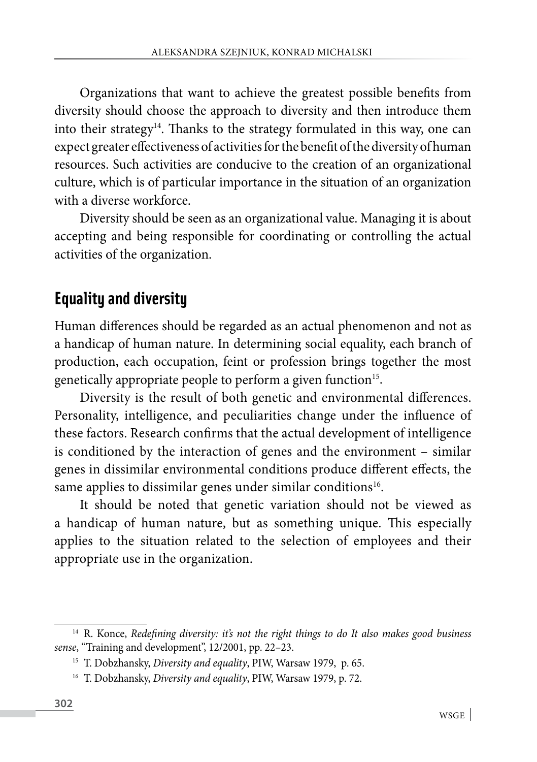Organizations that want to achieve the greatest possible benefits from diversity should choose the approach to diversity and then introduce them into their strategy[14]. Thanks to the strategy formulated in this way, one can expect greater effectiveness of activities for the benefit of the diversity of human resources. Such activities are conducive to the creation of an organizational culture, which is of particular importance in the situation of an organization with a diverse workforce.

Diversity should be seen as an organizational value. Managing it is about accepting and being responsible for coordinating or controlling the actual activities of the organization.

## Equality and diversity

Human differences should be regarded as an actual phenomenon and not as a handicap of human nature. In determining social equality, each branch of production, each occupation, feint or profession brings together the most genetically appropriate people to perform a given function[15].

Diversity is the result of both genetic and environmental differences. Personality, intelligence, and peculiarities change under the influence of these factors. Research confirms that the actual development of intelligence is conditioned by the interaction of genes and the environment – similar genes in dissimilar environmental conditions produce different effects, the same applies to dissimilar genes under similar conditions[16].

It should be noted that genetic variation should not be viewed as a handicap of human nature, but as something unique. This especially applies to the situation related to the selection of employees and their appropriate use in the organization.

---

[14] R. Konce, *Redefining diversity: it's not the right things to do It also makes good business sense*, "Training and development", 12/2001, pp. 22–23.

[15] T. Dobzhansky, *Diversity and equality*, PIW, Warsaw 1979, p. 65.

[16] T. Dobzhansky, *Diversity and equality*, PIW, Warsaw 1979, p. 72.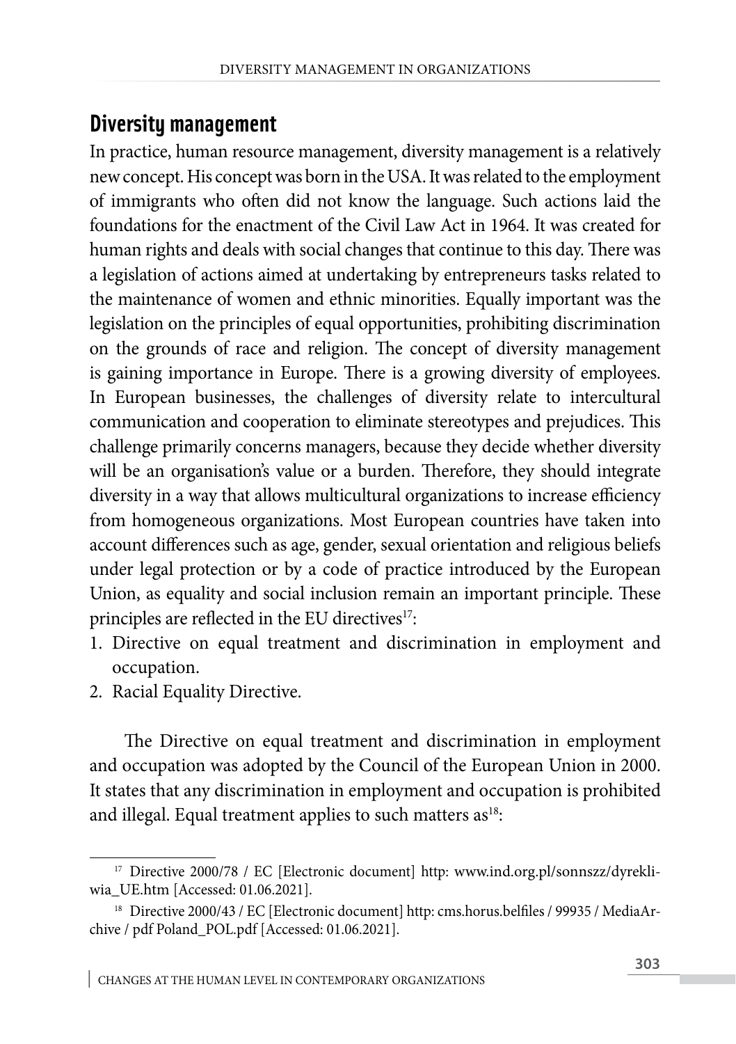## Diversity management

In practice, human resource management, diversity management is a relatively new concept. His concept was born in the USA. It was related to the employment of immigrants who often did not know the language. Such actions laid the foundations for the enactment of the Civil Law Act in 1964. It was created for human rights and deals with social changes that continue to this day. There was a legislation of actions aimed at undertaking by entrepreneurs tasks related to the maintenance of women and ethnic minorities. Equally important was the legislation on the principles of equal opportunities, prohibiting discrimination on the grounds of race and religion. The concept of diversity management is gaining importance in Europe. There is a growing diversity of employees. In European businesses, the challenges of diversity relate to intercultural communication and cooperation to eliminate stereotypes and prejudices. This challenge primarily concerns managers, because they decide whether diversity will be an organisation's value or a burden. Therefore, they should integrate diversity in a way that allows multicultural organizations to increase efficiency from homogeneous organizations. Most European countries have taken into account differences such as age, gender, sexual orientation and religious beliefs under legal protection or by a code of practice introduced by the European Union, as equality and social inclusion remain an important principle. These principles are reflected in the EU directives[17]:

1. Directive on equal treatment and discrimination in employment and occupation.
2. Racial Equality Directive.

The Directive on equal treatment and discrimination in employment and occupation was adopted by the Council of the European Union in 2000. It states that any discrimination in employment and occupation is prohibited and illegal. Equal treatment applies to such matters as[18]:

---

[17] Directive 2000/78 / EC [Electronic document] http: www.ind.org.pl/sonnszz/dyrekliwia_UE.htm [Accessed: 01.06.2021].

[18] Directive 2000/43 / EC [Electronic document] http: cms.horus.belfiles / 99935 / MediaArchive / pdf Poland_POL.pdf [Accessed: 01.06.2021].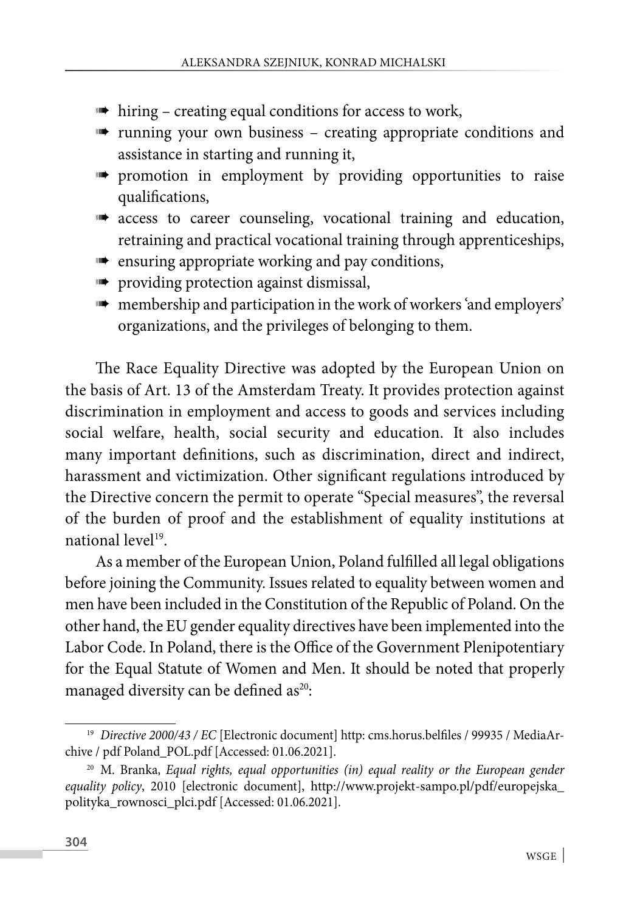- hiring – creating equal conditions for access to work,
- running your own business – creating appropriate conditions and assistance in starting and running it,
- promotion in employment by providing opportunities to raise qualifications,
- access to career counseling, vocational training and education, retraining and practical vocational training through apprenticeships,
- ensuring appropriate working and pay conditions,
- providing protection against dismissal,
- membership and participation in the work of workers 'and employers' organizations, and the privileges of belonging to them.

The Race Equality Directive was adopted by the European Union on the basis of Art. 13 of the Amsterdam Treaty. It provides protection against discrimination in employment and access to goods and services including social welfare, health, social security and education. It also includes many important definitions, such as discrimination, direct and indirect, harassment and victimization. Other significant regulations introduced by the Directive concern the permit to operate "Special measures", the reversal of the burden of proof and the establishment of equality institutions at national level[19].

As a member of the European Union, Poland fulfilled all legal obligations before joining the Community. Issues related to equality between women and men have been included in the Constitution of the Republic of Poland. On the other hand, the EU gender equality directives have been implemented into the Labor Code. In Poland, there is the Office of the Government Plenipotentiary for the Equal Statute of Women and Men. It should be noted that properly managed diversity can be defined as[20]:

---

[19] *Directive 2000/43 / EC* [Electronic document] http: cms.horus.belfiles / 99935 / MediaArchive / pdf Poland_POL.pdf [Accessed: 01.06.2021].

[20] M. Branka, *Equal rights, equal opportunities (in) equal reality or the European gender equality policy*, 2010 [electronic document], http://www.projekt-sampo.pl/pdf/europejska_polityka_rownosci_plci.pdf [Accessed: 01.06.2021].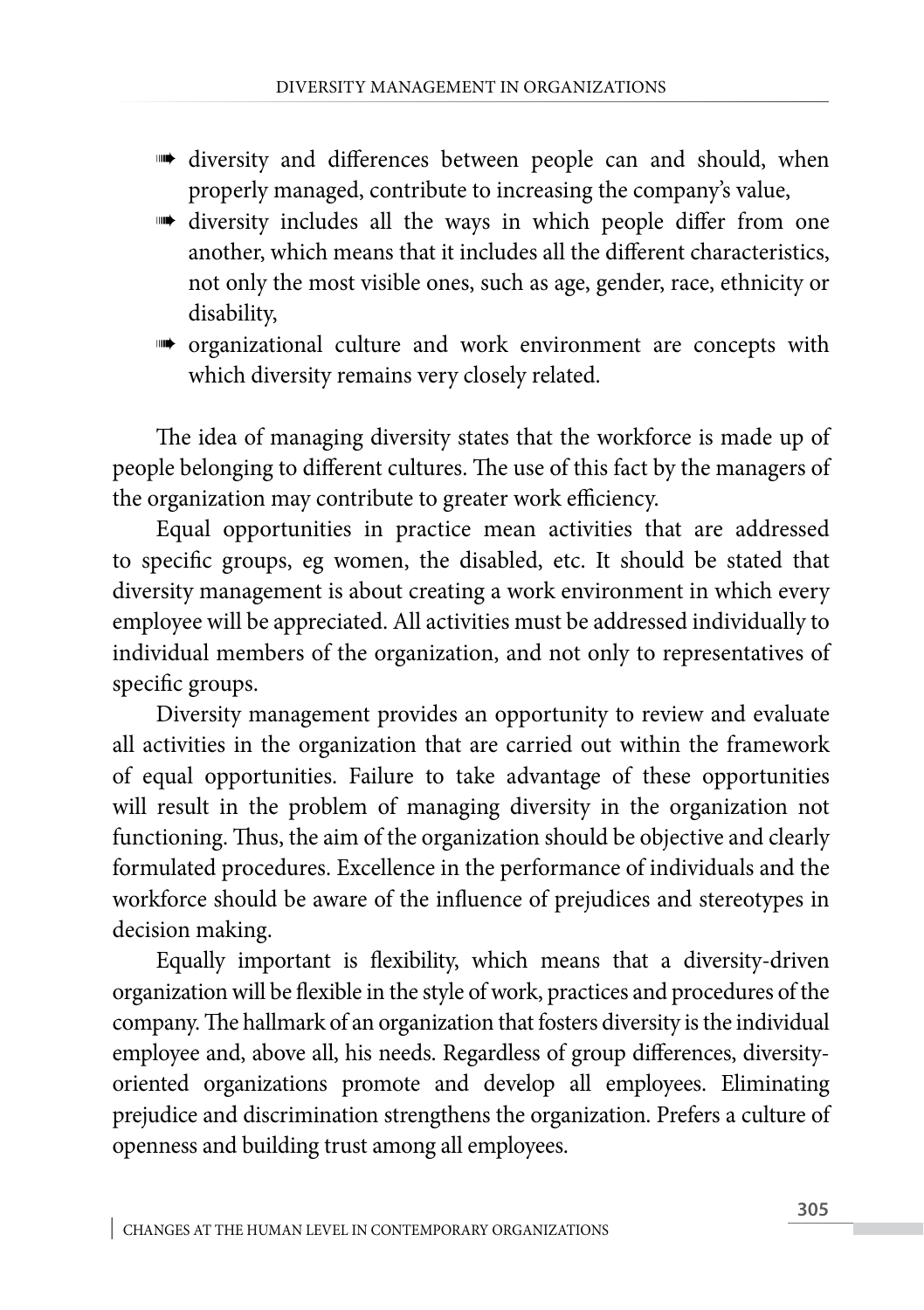- diversity and differences between people can and should, when properly managed, contribute to increasing the company's value,
- diversity includes all the ways in which people differ from one another, which means that it includes all the different characteristics, not only the most visible ones, such as age, gender, race, ethnicity or disability,
- organizational culture and work environment are concepts with which diversity remains very closely related.

The idea of managing diversity states that the workforce is made up of people belonging to different cultures. The use of this fact by the managers of the organization may contribute to greater work efficiency.

Equal opportunities in practice mean activities that are addressed to specific groups, eg women, the disabled, etc. It should be stated that diversity management is about creating a work environment in which every employee will be appreciated. All activities must be addressed individually to individual members of the organization, and not only to representatives of specific groups.

Diversity management provides an opportunity to review and evaluate all activities in the organization that are carried out within the framework of equal opportunities. Failure to take advantage of these opportunities will result in the problem of managing diversity in the organization not functioning. Thus, the aim of the organization should be objective and clearly formulated procedures. Excellence in the performance of individuals and the workforce should be aware of the influence of prejudices and stereotypes in decision making.

Equally important is flexibility, which means that a diversity-driven organization will be flexible in the style of work, practices and procedures of the company. The hallmark of an organization that fosters diversity is the individual employee and, above all, his needs. Regardless of group differences, diversity-oriented organizations promote and develop all employees. Eliminating prejudice and discrimination strengthens the organization. Prefers a culture of openness and building trust among all employees.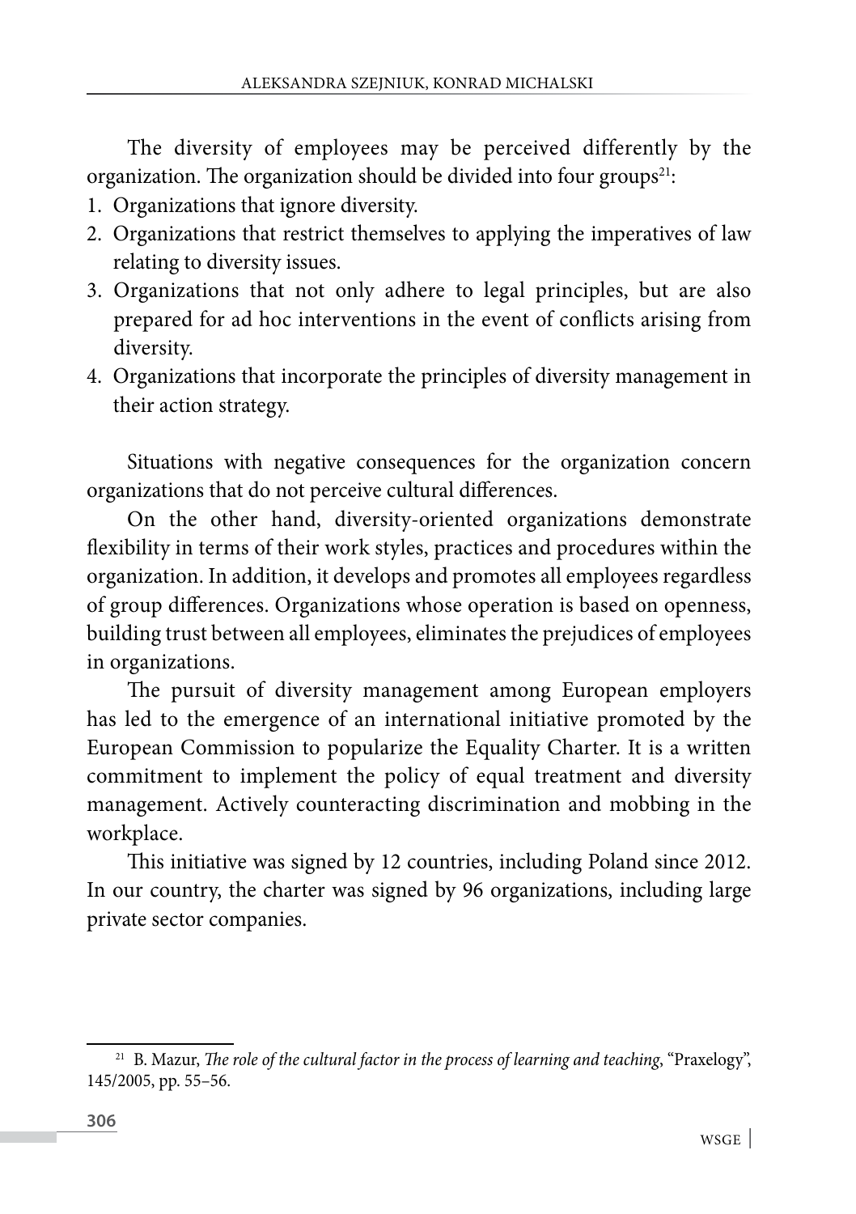The diversity of employees may be perceived differently by the organization. The organization should be divided into four groups[21]:

1. Organizations that ignore diversity.
2. Organizations that restrict themselves to applying the imperatives of law relating to diversity issues.
3. Organizations that not only adhere to legal principles, but are also prepared for ad hoc interventions in the event of conflicts arising from diversity.
4. Organizations that incorporate the principles of diversity management in their action strategy.

Situations with negative consequences for the organization concern organizations that do not perceive cultural differences.

On the other hand, diversity-oriented organizations demonstrate flexibility in terms of their work styles, practices and procedures within the organization. In addition, it develops and promotes all employees regardless of group differences. Organizations whose operation is based on openness, building trust between all employees, eliminates the prejudices of employees in organizations.

The pursuit of diversity management among European employers has led to the emergence of an international initiative promoted by the European Commission to popularize the Equality Charter. It is a written commitment to implement the policy of equal treatment and diversity management. Actively counteracting discrimination and mobbing in the workplace.

This initiative was signed by 12 countries, including Poland since 2012. In our country, the charter was signed by 96 organizations, including large private sector companies.

---

[21] B. Mazur, *The role of the cultural factor in the process of learning and teaching*, "Praxelogy", 145/2005, pp. 55–56.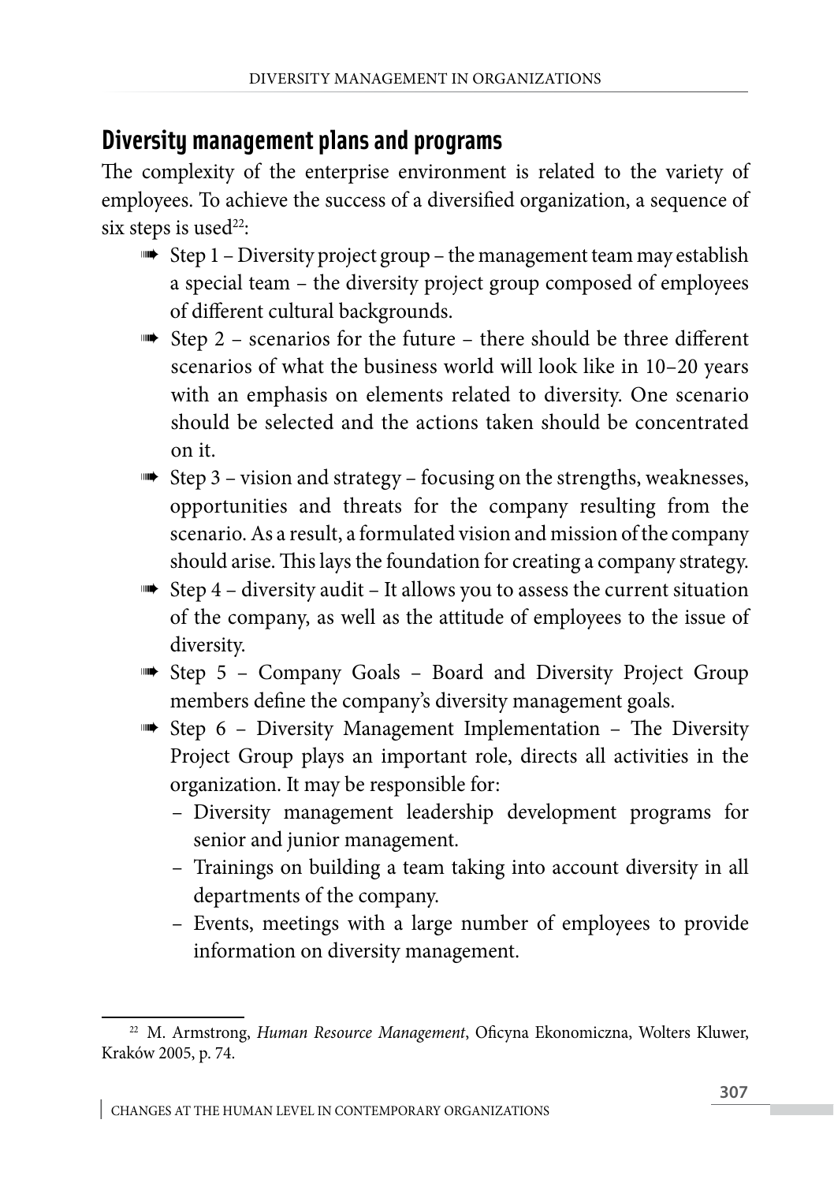## Diversity management plans and programs

The complexity of the enterprise environment is related to the variety of employees. To achieve the success of a diversified organization, a sequence of six steps is used[22]:

- Step 1 – Diversity project group – the management team may establish a special team – the diversity project group composed of employees of different cultural backgrounds.
- Step 2 – scenarios for the future – there should be three different scenarios of what the business world will look like in 10–20 years with an emphasis on elements related to diversity. One scenario should be selected and the actions taken should be concentrated on it.
- Step 3 – vision and strategy – focusing on the strengths, weaknesses, opportunities and threats for the company resulting from the scenario. As a result, a formulated vision and mission of the company should arise. This lays the foundation for creating a company strategy.
- Step 4 – diversity audit – It allows you to assess the current situation of the company, as well as the attitude of employees to the issue of diversity.
- Step 5 – Company Goals – Board and Diversity Project Group members define the company's diversity management goals.
- Step 6 – Diversity Management Implementation – The Diversity Project Group plays an important role, directs all activities in the organization. It may be responsible for:
  - Diversity management leadership development programs for senior and junior management.
  - Trainings on building a team taking into account diversity in all departments of the company.
  - Events, meetings with a large number of employees to provide information on diversity management.

---

[22] M. Armstrong, *Human Resource Management*, Oficyna Ekonomiczna, Wolters Kluwer, Kraków 2005, p. 74.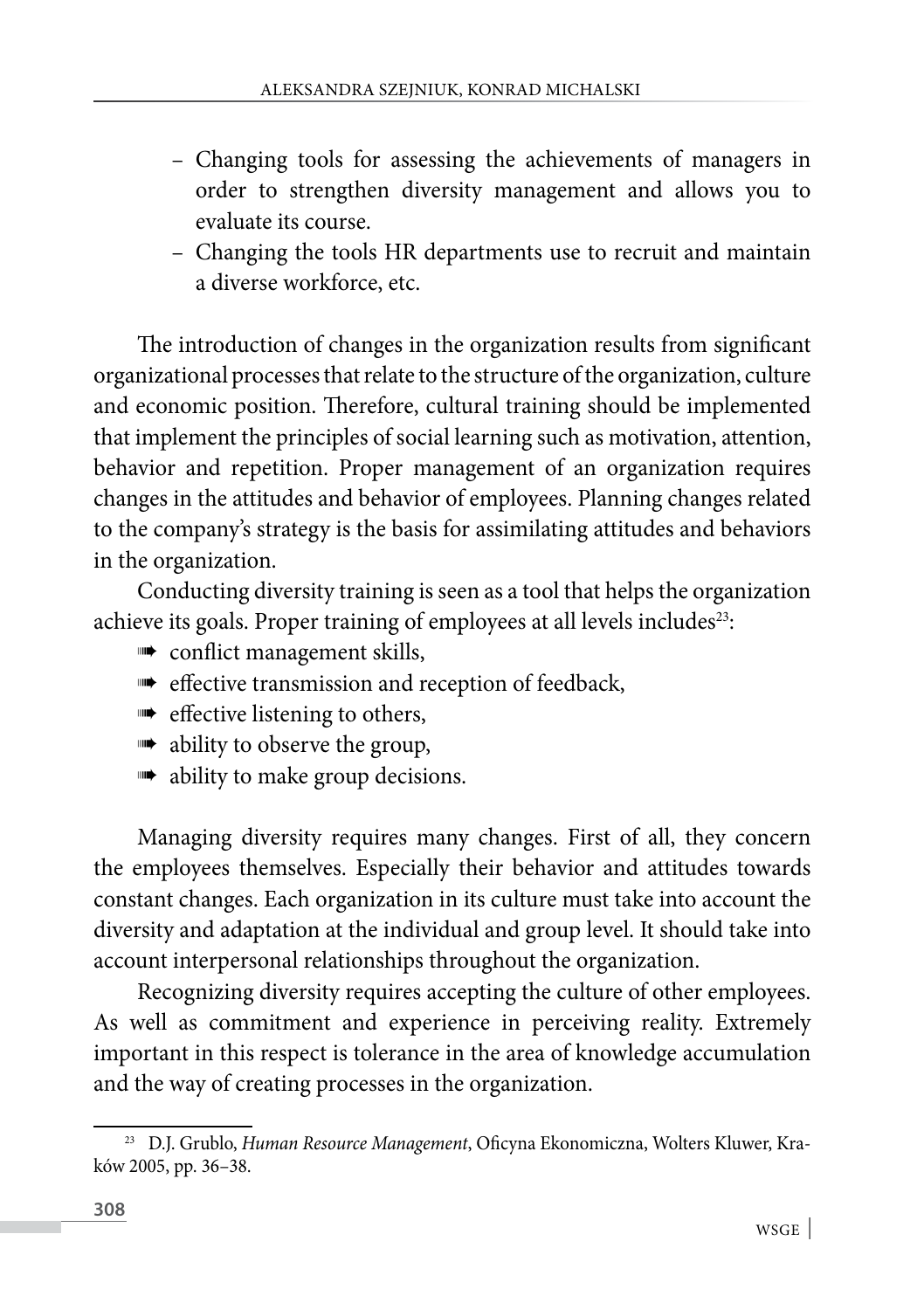- Changing tools for assessing the achievements of managers in order to strengthen diversity management and allows you to evaluate its course.
- Changing the tools HR departments use to recruit and maintain a diverse workforce, etc.

The introduction of changes in the organization results from significant organizational processes that relate to the structure of the organization, culture and economic position. Therefore, cultural training should be implemented that implement the principles of social learning such as motivation, attention, behavior and repetition. Proper management of an organization requires changes in the attitudes and behavior of employees. Planning changes related to the company's strategy is the basis for assimilating attitudes and behaviors in the organization.

Conducting diversity training is seen as a tool that helps the organization achieve its goals. Proper training of employees at all levels includes[23]:

- conflict management skills,
- effective transmission and reception of feedback,
- effective listening to others,
- ability to observe the group,
- ability to make group decisions.

Managing diversity requires many changes. First of all, they concern the employees themselves. Especially their behavior and attitudes towards constant changes. Each organization in its culture must take into account the diversity and adaptation at the individual and group level. It should take into account interpersonal relationships throughout the organization.

Recognizing diversity requires accepting the culture of other employees. As well as commitment and experience in perceiving reality. Extremely important in this respect is tolerance in the area of knowledge accumulation and the way of creating processes in the organization.

[23] D.J. Grublo, *Human Resource Management*, Oficyna Ekonomiczna, Wolters Kluwer, Kraków 2005, pp. 36–38.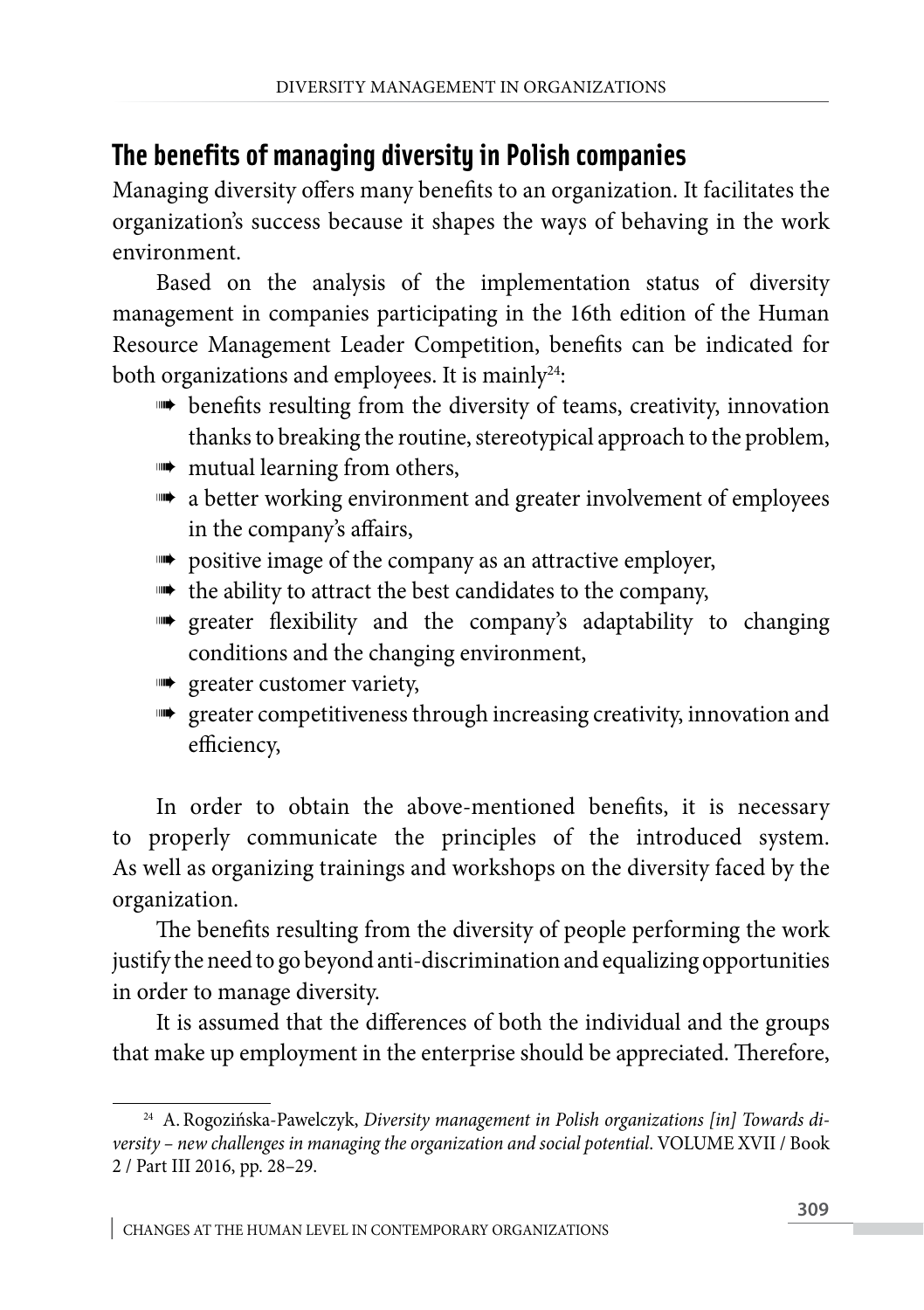## The benefits of managing diversity in Polish companies

Managing diversity offers many benefits to an organization. It facilitates the organization's success because it shapes the ways of behaving in the work environment.

Based on the analysis of the implementation status of diversity management in companies participating in the 16th edition of the Human Resource Management Leader Competition, benefits can be indicated for both organizations and employees. It is mainly[24]:

- benefits resulting from the diversity of teams, creativity, innovation thanks to breaking the routine, stereotypical approach to the problem,
- mutual learning from others,
- a better working environment and greater involvement of employees in the company's affairs,
- positive image of the company as an attractive employer,
- the ability to attract the best candidates to the company,
- greater flexibility and the company's adaptability to changing conditions and the changing environment,
- greater customer variety,
- greater competitiveness through increasing creativity, innovation and efficiency,

In order to obtain the above-mentioned benefits, it is necessary to properly communicate the principles of the introduced system. As well as organizing trainings and workshops on the diversity faced by the organization.

The benefits resulting from the diversity of people performing the work justify the need to go beyond anti-discrimination and equalizing opportunities in order to manage diversity.

It is assumed that the differences of both the individual and the groups that make up employment in the enterprise should be appreciated. Therefore,

---

[24] A. Rogozińska-Pawelczyk, *Diversity management in Polish organizations [in] Towards diversity – new challenges in managing the organization and social potential*. VOLUME XVII / Book 2 / Part III 2016, pp. 28–29.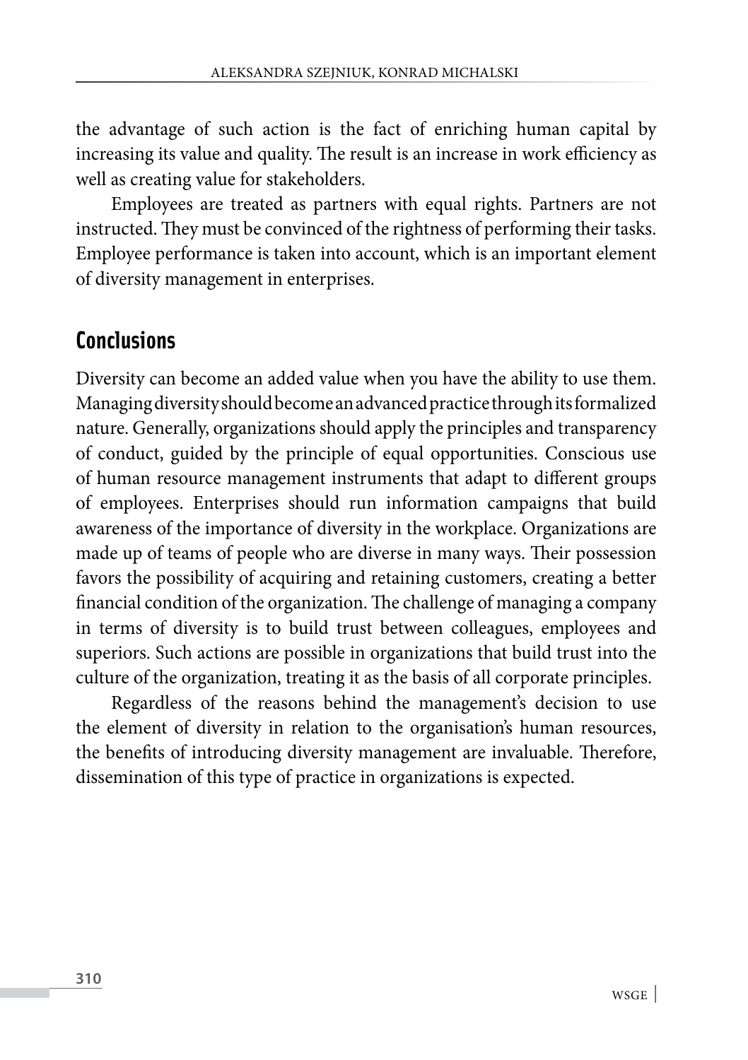the advantage of such action is the fact of enriching human capital by increasing its value and quality. The result is an increase in work efficiency as well as creating value for stakeholders.

Employees are treated as partners with equal rights. Partners are not instructed. They must be convinced of the rightness of performing their tasks. Employee performance is taken into account, which is an important element of diversity management in enterprises.

## Conclusions

Diversity can become an added value when you have the ability to use them. Managing diversity should become an advanced practice through its formalized nature. Generally, organizations should apply the principles and transparency of conduct, guided by the principle of equal opportunities. Conscious use of human resource management instruments that adapt to different groups of employees. Enterprises should run information campaigns that build awareness of the importance of diversity in the workplace. Organizations are made up of teams of people who are diverse in many ways. Their possession favors the possibility of acquiring and retaining customers, creating a better financial condition of the organization. The challenge of managing a company in terms of diversity is to build trust between colleagues, employees and superiors. Such actions are possible in organizations that build trust into the culture of the organization, treating it as the basis of all corporate principles.

Regardless of the reasons behind the management's decision to use the element of diversity in relation to the organisation's human resources, the benefits of introducing diversity management are invaluable. Therefore, dissemination of this type of practice in organizations is expected.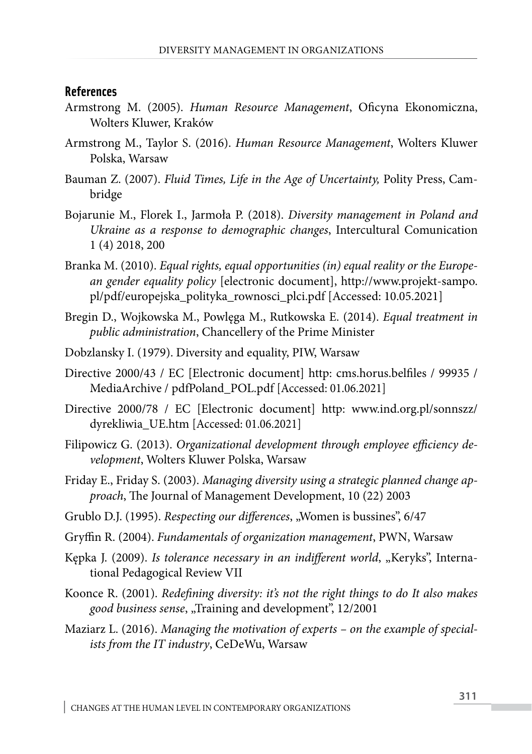## References

Armstrong M. (2005). *Human Resource Management*, Oficyna Ekonomiczna, Wolters Kluwer, Kraków

Armstrong M., Taylor S. (2016). *Human Resource Management*, Wolters Kluwer Polska, Warsaw

Bauman Z. (2007). *Fluid Times, Life in the Age of Uncertainty,* Polity Press, Cambridge

Bojarunie M., Florek I., Jarmoła P. (2018). *Diversity management in Poland and Ukraine as a response to demographic changes*, Intercultural Comunication 1 (4) 2018, 200

Branka M. (2010). *Equal rights, equal opportunities (in) equal reality or the European gender equality policy* [electronic document], http://www.projekt-sampo.pl/pdf/europejska_polityka_rownosci_plci.pdf [Accessed: 10.05.2021]

Bregin D., Wojkowska M., Powlęga M., Rutkowska E. (2014). *Equal treatment in public administration*, Chancellery of the Prime Minister

Dobzlansky I. (1979). Diversity and equality, PIW, Warsaw

Directive 2000/43 / EC [Electronic document] http: cms.horus.belfiles / 99935 / MediaArchive / pdfPoland_POL.pdf [Accessed: 01.06.2021]

Directive 2000/78 / EC [Electronic document] http: www.ind.org.pl/sonnszz/dyrekliwia_UE.htm [Accessed: 01.06.2021]

Filipowicz G. (2013). *Organizational development through employee efficiency development*, Wolters Kluwer Polska, Warsaw

Friday E., Friday S. (2003). *Managing diversity using a strategic planned change approach*, The Journal of Management Development, 10 (22) 2003

Grublo D.J. (1995). *Respecting our differences*, „Women is bussines", 6/47

Gryffin R. (2004). *Fundamentals of organization management*, PWN, Warsaw

Kępka J. (2009). *Is tolerance necessary in an indifferent world*, „Keryks", International Pedagogical Review VII

Koonce R. (2001). *Redefining diversity: it's not the right things to do It also makes good business sense*, „Training and development", 12/2001

Maziarz L. (2016). *Managing the motivation of experts – on the example of specialists from the IT industry*, CeDeWu, Warsaw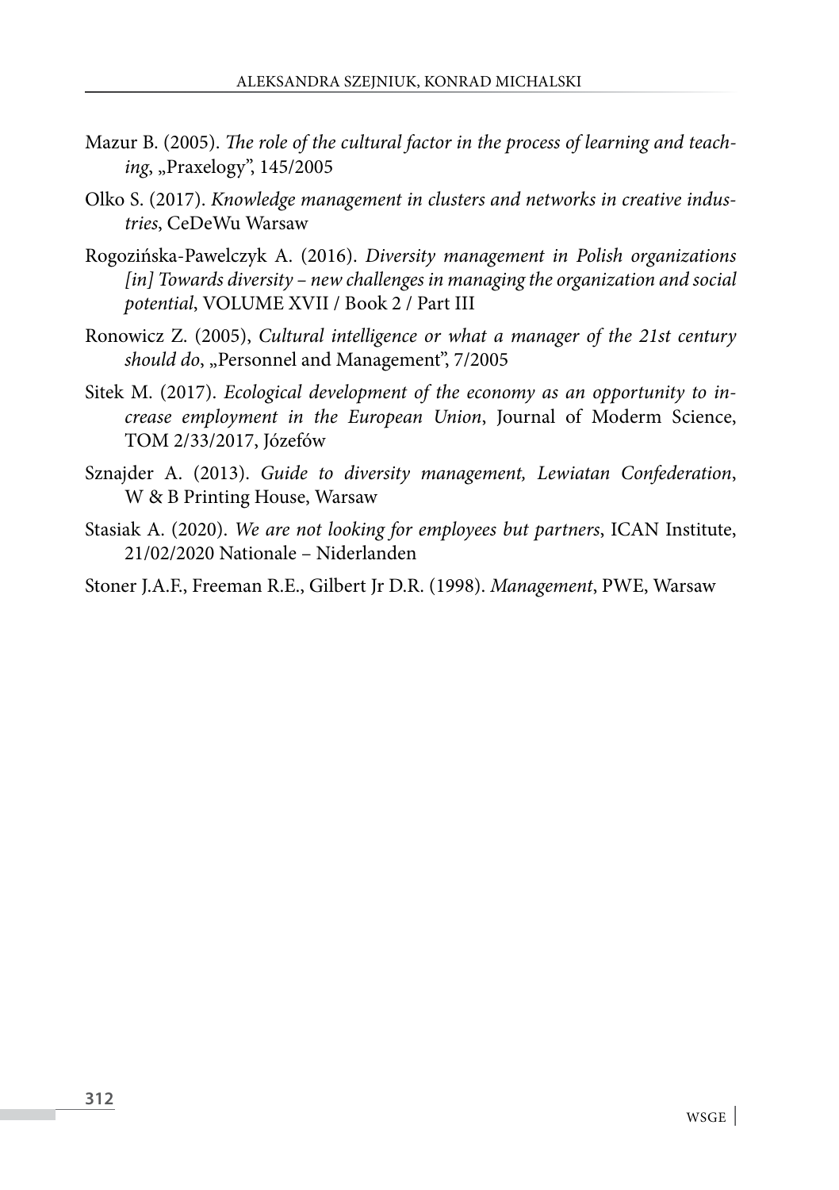Mazur B. (2005). *The role of the cultural factor in the process of learning and teaching*, „Praxelogy", 145/2005

Olko S. (2017). *Knowledge management in clusters and networks in creative industries*, CeDeWu Warsaw

Rogozińska-Pawelczyk A. (2016). *Diversity management in Polish organizations [in] Towards diversity – new challenges in managing the organization and social potential*, VOLUME XVII / Book 2 / Part III

Ronowicz Z. (2005), *Cultural intelligence or what a manager of the 21st century should do*, „Personnel and Management", 7/2005

Sitek M. (2017). *Ecological development of the economy as an opportunity to increase employment in the European Union*, Journal of Moderm Science, TOM 2/33/2017, Józefów

Sznajder A. (2013). *Guide to diversity management, Lewiatan Confederation*, W & B Printing House, Warsaw

Stasiak A. (2020). *We are not looking for employees but partners*, ICAN Institute, 21/02/2020 Nationale – Niderlanden

Stoner J.A.F., Freeman R.E., Gilbert Jr D.R. (1998). *Management*, PWE, Warsaw